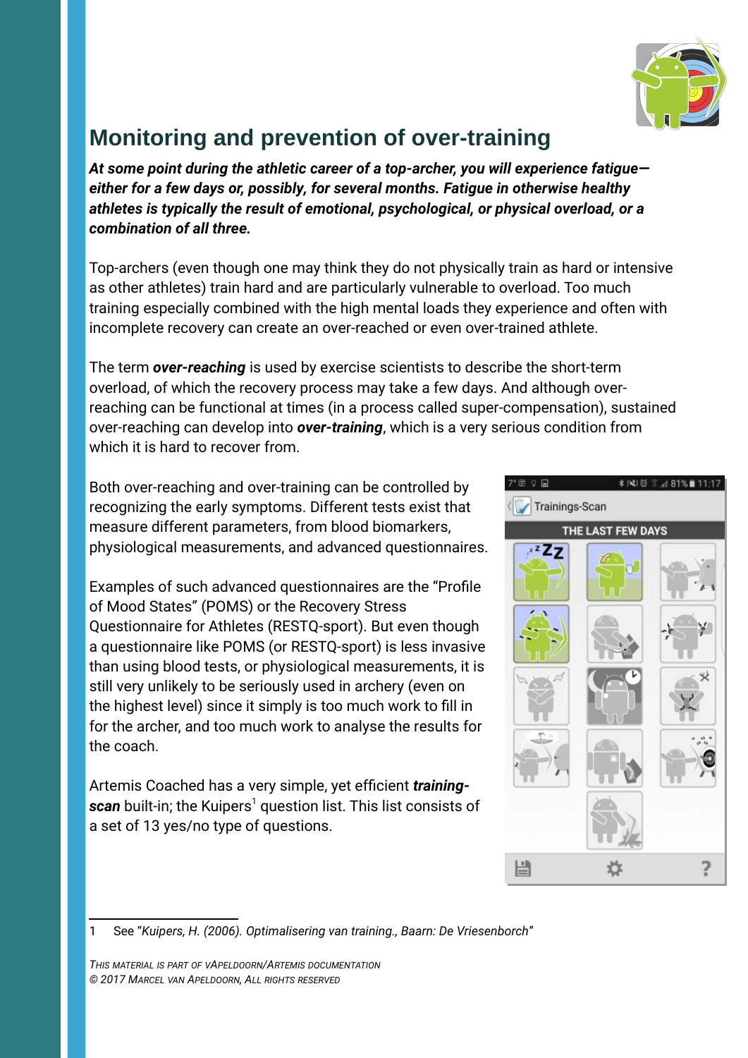# Monitoring and prevention of over-training

***At some point during the athletic career of a top-archer, you will experience fatigue—either for a few days or, possibly, for several months. Fatigue in otherwise healthy athletes is typically the result of emotional, psychological, or physical overload, or a combination of all three.***

Top-archers (even though one may think they do not physically train as hard or intensive as other athletes) train hard and are particularly vulnerable to overload. Too much training especially combined with the high mental loads they experience and often with incomplete recovery can create an over-reached or even over-trained athlete.

The term ***over-reaching*** is used by exercise scientists to describe the short-term overload, of which the recovery process may take a few days. And although over-reaching can be functional at times (in a process called super-compensation), sustained over-reaching can develop into ***over-training***, which is a very serious condition from which it is hard to recover from.

Both over-reaching and over-training can be controlled by recognizing the early symptoms. Different tests exist that measure different parameters, from blood biomarkers, physiological measurements, and advanced questionnaires.

Examples of such advanced questionnaires are the "Profile of Mood States" (POMS) or the Recovery Stress Questionnaire for Athletes (RESTQ-sport). But even though a questionnaire like POMS (or RESTQ-sport) is less invasive than using blood tests, or physiological measurements, it is still very unlikely to be seriously used in archery (even on the highest level) since it simply is too much work to fill in for the archer, and too much work to analyse the results for the coach.

Artemis Coached has a very simple, yet efficient ***training-scan*** built-in; the Kuipers[1] question list. This list consists of a set of 13 yes/no type of questions.

---

1 See "*Kuipers, H. (2006). Optimalisering van training., Baarn: De Vriesenborch*"

*This material is part of vApeldoorn/Artemis documentation*
*© 2017 Marcel van Apeldoorn, All rights reserved*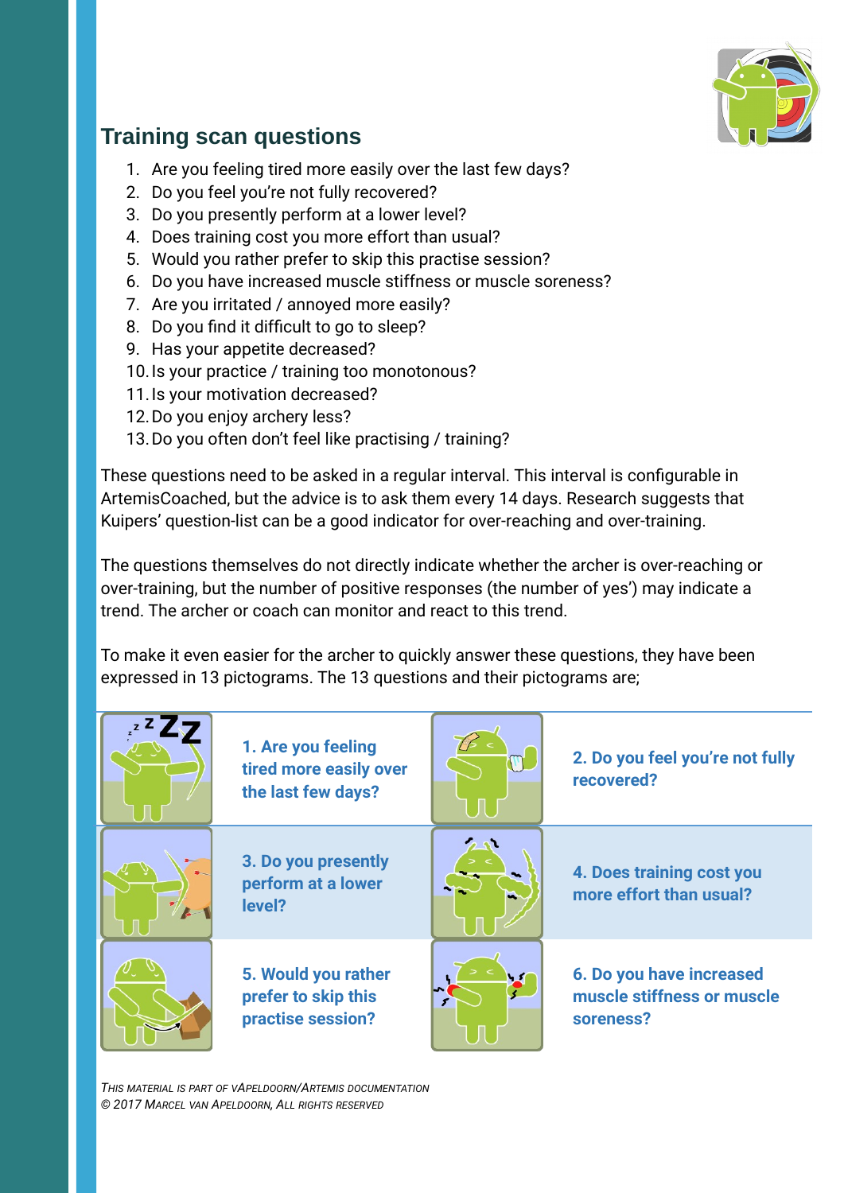## Training scan questions

1. Are you feeling tired more easily over the last few days?
2. Do you feel you're not fully recovered?
3. Do you presently perform at a lower level?
4. Does training cost you more effort than usual?
5. Would you rather prefer to skip this practise session?
6. Do you have increased muscle stiffness or muscle soreness?
7. Are you irritated / annoyed more easily?
8. Do you find it difficult to go to sleep?
9. Has your appetite decreased?
10. Is your practice / training too monotonous?
11. Is your motivation decreased?
12. Do you enjoy archery less?
13. Do you often don't feel like practising / training?

These questions need to be asked in a regular interval. This interval is configurable in ArtemisCoached, but the advice is to ask them every 14 days. Research suggests that Kuipers' question-list can be a good indicator for over-reaching and over-training.

The questions themselves do not directly indicate whether the archer is over-reaching or over-training, but the number of positive responses (the number of yes') may indicate a trend. The archer or coach can monitor and react to this trend.

To make it even easier for the archer to quickly answer these questions, they have been expressed in 13 pictograms. The 13 questions and their pictograms are;

| | | | |
|---|---|---|---|
| | **1. Are you feeling tired more easily over the last few days?** | | **2. Do you feel you're not fully recovered?** |
| | **3. Do you presently perform at a lower level?** | | **4. Does training cost you more effort than usual?** |
| | **5. Would you rather prefer to skip this practise session?** | | **6. Do you have increased muscle stiffness or muscle soreness?** |

*This material is part of vApeldoorn/Artemis documentation*
*© 2017 Marcel van Apeldoorn, all rights reserved*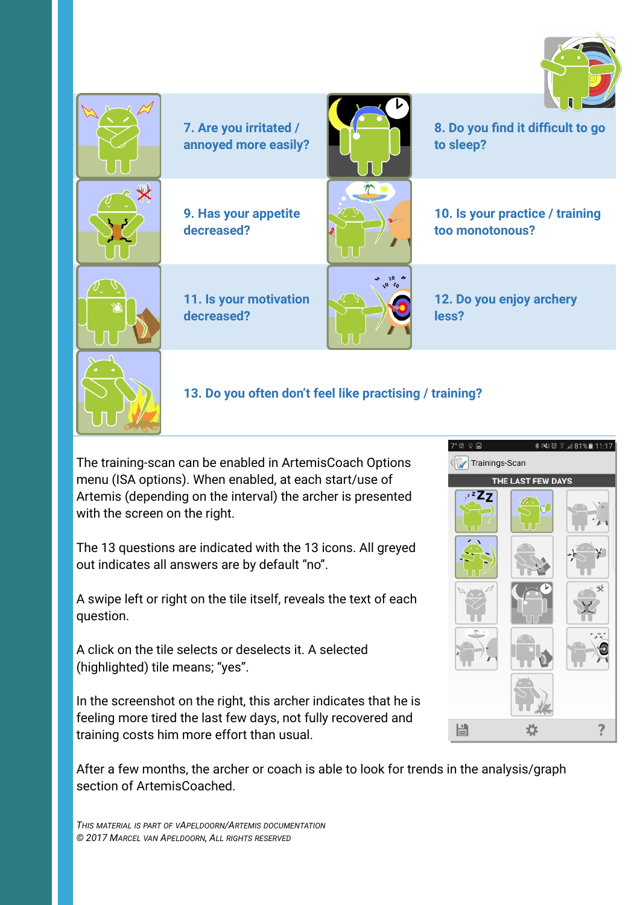7. Are you irritated / annoyed more easily?

8. Do you find it difficult to go to sleep?

9. Has your appetite decreased?

10. Is your practice / training too monotonous?

11. Is your motivation decreased?

12. Do you enjoy archery less?

13. Do you often don't feel like practising / training?

The training-scan can be enabled in ArtemisCoach Options menu (ISA options). When enabled, at each start/use of Artemis (depending on the interval) the archer is presented with the screen on the right.

The 13 questions are indicated with the 13 icons. All greyed out indicates all answers are by default "no".

A swipe left or right on the tile itself, reveals the text of each question.

A click on the tile selects or deselects it. A selected (highlighted) tile means; "yes".

In the screenshot on the right, this archer indicates that he is feeling more tired the last few days, not fully recovered and training costs him more effort than usual.

After a few months, the archer or coach is able to look for trends in the analysis/graph section of ArtemisCoached.

*This material is part of vApeldoorn/Artemis documentation*
*© 2017 Marcel van Apeldoorn, All rights reserved*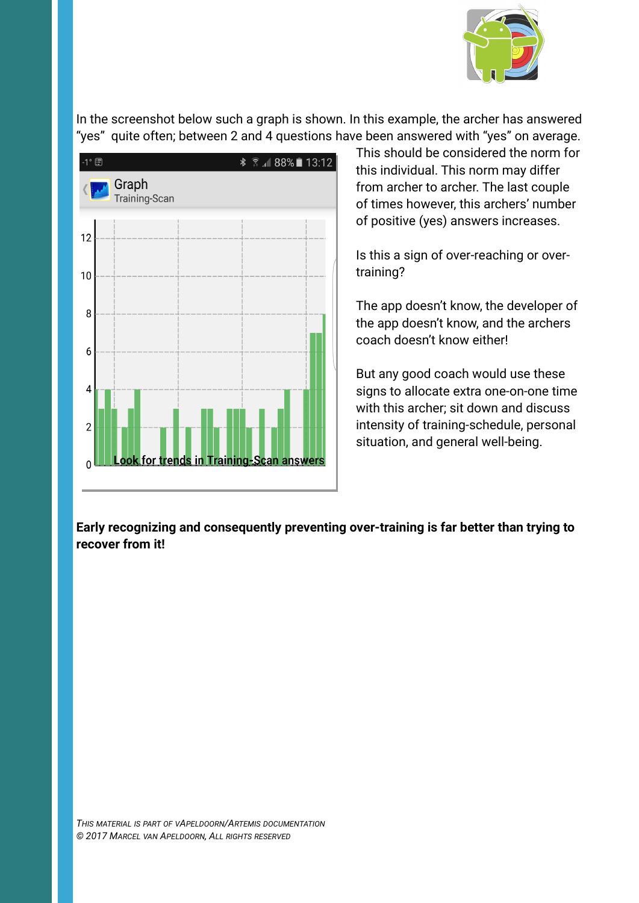In the screenshot below such a graph is shown. In this example, the archer has answered “yes” quite often; between 2 and 4 questions have been answered with “yes” on average. This should be considered the norm for this individual. This norm may differ from archer to archer. The last couple of times however, this archers’ number of positive (yes) answers increases.

-1° 
88% 13:12
Graph
Training-Scan
12
10
8
6
4
2
0
Look for trends in Training-Scan answers

Is this a sign of over-reaching or over-training?

The app doesn’t know, the developer of the app doesn’t know, and the archers coach doesn’t know either!

But any good coach would use these signs to allocate extra one-on-one time with this archer; sit down and discuss intensity of training-schedule, personal situation, and general well-being.

**Early recognizing and consequently preventing over-training is far better than trying to recover from it!**

*This material is part of vApeldoorn/Artemis documentation*
*© 2017 Marcel van Apeldoorn, All rights reserved*